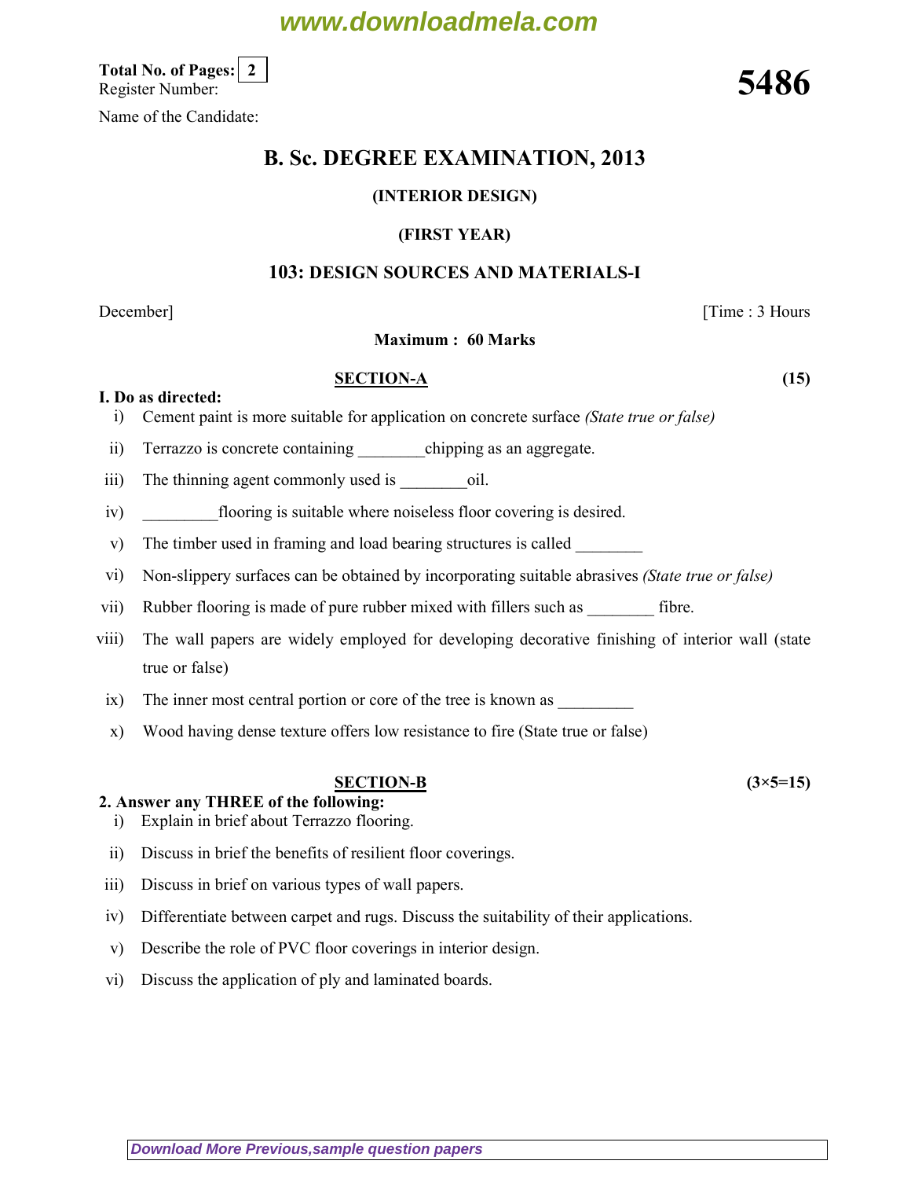Total No. of Pages: 2
Register Number:

**5486**

Name of the Candidate:

# B. Sc. DEGREE EXAMINATION, 2013

### (INTERIOR DESIGN)

### (FIRST YEAR)

### 103: DESIGN SOURCES AND MATERIALS-I

December] [Time : 3 Hours

**Maximum : 60 Marks**

## SECTION-A (15)

**I. Do as directed:**

i) Cement paint is more suitable for application on concrete surface *(State true or false)*

ii) Terrazzo is concrete containing ________chipping as an aggregate.

iii) The thinning agent commonly used is ________oil.

iv) _________flooring is suitable where noiseless floor covering is desired.

v) The timber used in framing and load bearing structures is called ________

vi) Non-slippery surfaces can be obtained by incorporating suitable abrasives *(State true or false)*

vii) Rubber flooring is made of pure rubber mixed with fillers such as ________ fibre.

viii) The wall papers are widely employed for developing decorative finishing of interior wall (state true or false)

ix) The inner most central portion or core of the tree is known as _________

x) Wood having dense texture offers low resistance to fire (State true or false)

## SECTION-B (3×5=15)

**2. Answer any THREE of the following:**

i) Explain in brief about Terrazzo flooring.

ii) Discuss in brief the benefits of resilient floor coverings.

iii) Discuss in brief on various types of wall papers.

iv) Differentiate between carpet and rugs. Discuss the suitability of their applications.

v) Describe the role of PVC floor coverings in interior design.

vi) Discuss the application of ply and laminated boards.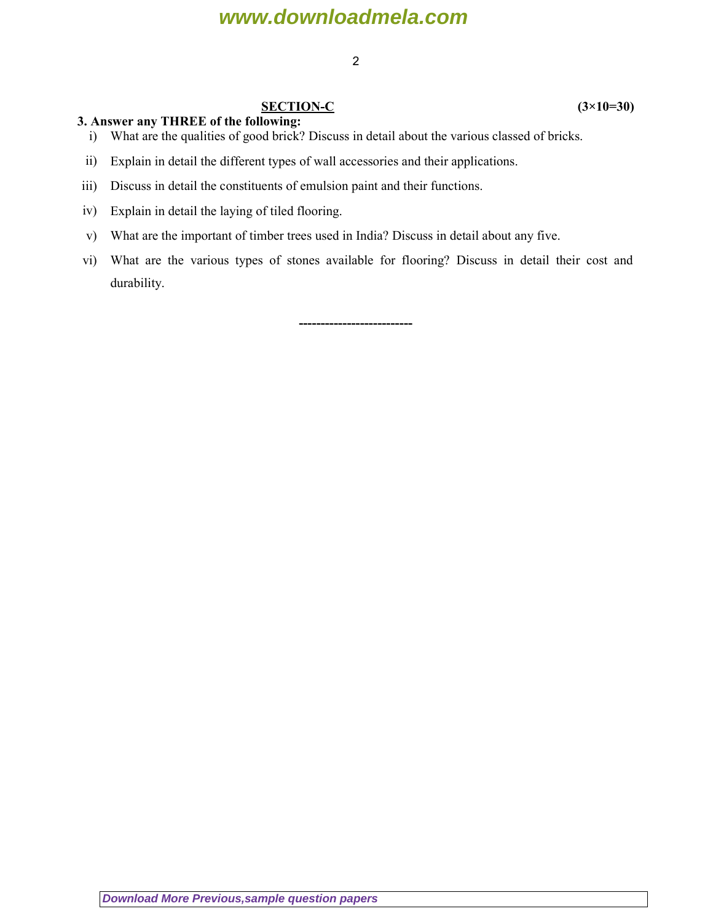## SECTION-C (3×10=30)

**3. Answer any THREE of the following:**

i) What are the qualities of good brick? Discuss in detail about the various classed of bricks.

ii) Explain in detail the different types of wall accessories and their applications.

iii) Discuss in detail the constituents of emulsion paint and their functions.

iv) Explain in detail the laying of tiled flooring.

v) What are the important of timber trees used in India? Discuss in detail about any five.

vi) What are the various types of stones available for flooring? Discuss in detail their cost and durability.

--------------------------